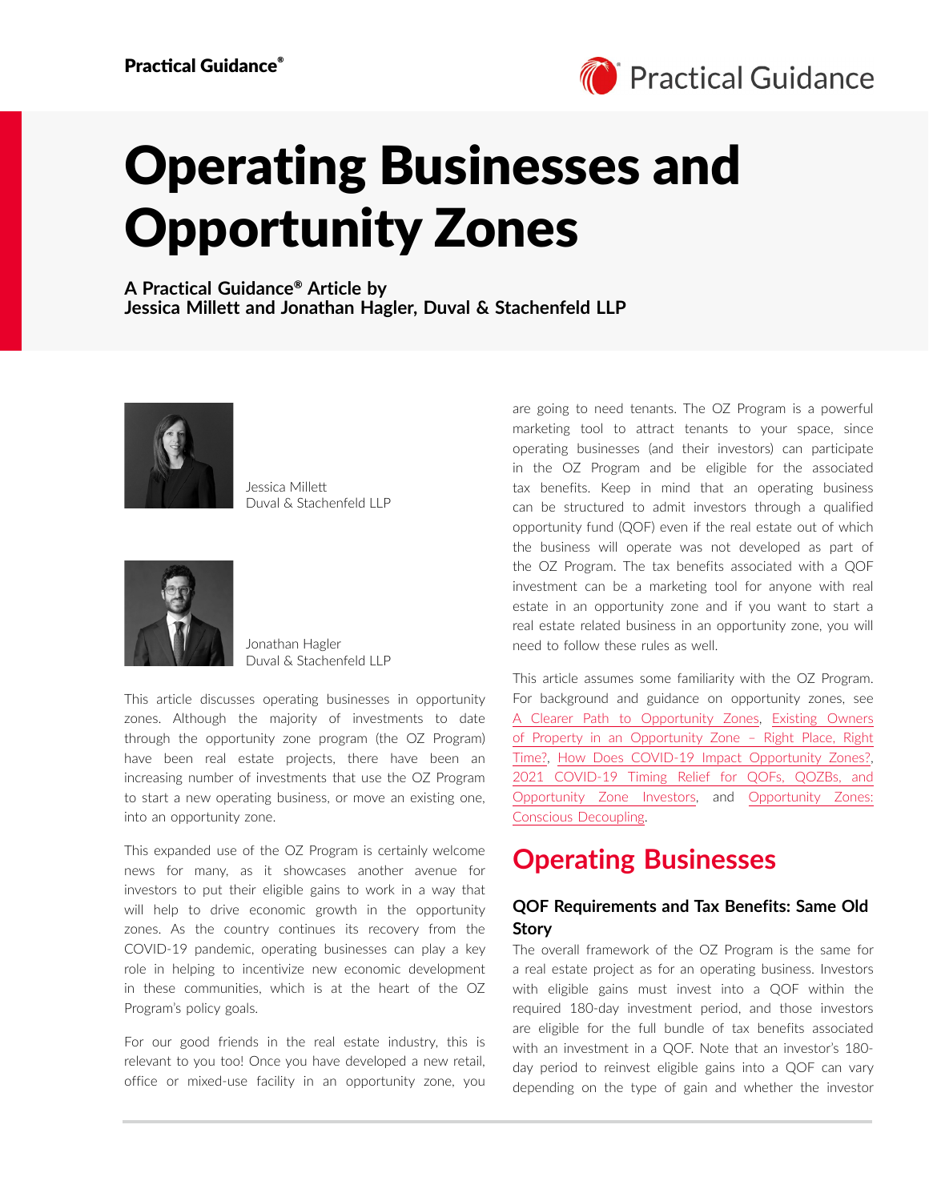# Operating Businesses and Opportunity Zones

**A Practical Guidance® Article by Jessica Millett and Jonathan Hagler, Duval & Stachenfeld LLP**

Jessica Millett
Duval & Stachenfeld LLP

Jonathan Hagler
Duval & Stachenfeld LLP

This article discusses operating businesses in opportunity zones. Although the majority of investments to date through the opportunity zone program (the OZ Program) have been real estate projects, there have been an increasing number of investments that use the OZ Program to start a new operating business, or move an existing one, into an opportunity zone.

This expanded use of the OZ Program is certainly welcome news for many, as it showcases another avenue for investors to put their eligible gains to work in a way that will help to drive economic growth in the opportunity zones. As the country continues its recovery from the COVID-19 pandemic, operating businesses can play a key role in helping to incentivize new economic development in these communities, which is at the heart of the OZ Program's policy goals.

For our good friends in the real estate industry, this is relevant to you too! Once you have developed a new retail, office or mixed-use facility in an opportunity zone, you are going to need tenants. The OZ Program is a powerful marketing tool to attract tenants to your space, since operating businesses (and their investors) can participate in the OZ Program and be eligible for the associated tax benefits. Keep in mind that an operating business can be structured to admit investors through a qualified opportunity fund (QOF) even if the real estate out of which the business will operate was not developed as part of the OZ Program. The tax benefits associated with a QOF investment can be a marketing tool for anyone with real estate in an opportunity zone and if you want to start a real estate related business in an opportunity zone, you will need to follow these rules as well.

This article assumes some familiarity with the OZ Program. For background and guidance on opportunity zones, see A Clearer Path to Opportunity Zones, Existing Owners of Property in an Opportunity Zone – Right Place, Right Time?, How Does COVID-19 Impact Opportunity Zones?, 2021 COVID-19 Timing Relief for QOFs, QOZBs, and Opportunity Zone Investors, and Opportunity Zones: Conscious Decoupling.

## Operating Businesses

### QOF Requirements and Tax Benefits: Same Old Story

The overall framework of the OZ Program is the same for a real estate project as for an operating business. Investors with eligible gains must invest into a QOF within the required 180-day investment period, and those investors are eligible for the full bundle of tax benefits associated with an investment in a QOF. Note that an investor's 180-day period to reinvest eligible gains into a QOF can vary depending on the type of gain and whether the investor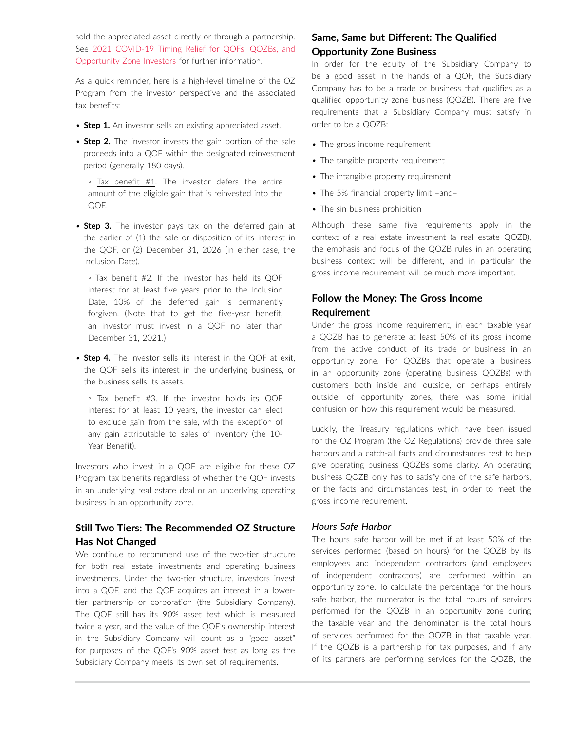sold the appreciated asset directly or through a partnership. See [2021 COVID-19 Timing Relief for QOFs, QOZBs, and Opportunity Zone Investors] for further information.

As a quick reminder, here is a high-level timeline of the OZ Program from the investor perspective and the associated tax benefits:

- **Step 1.** An investor sells an existing appreciated asset.
- **Step 2.** The investor invests the gain portion of the sale proceeds into a QOF within the designated reinvestment period (generally 180 days).
  - Tax benefit #1. The investor defers the entire amount of the eligible gain that is reinvested into the QOF.
- **Step 3.** The investor pays tax on the deferred gain at the earlier of (1) the sale or disposition of its interest in the QOF, or (2) December 31, 2026 (in either case, the Inclusion Date).
  - Tax benefit #2. If the investor has held its QOF interest for at least five years prior to the Inclusion Date, 10% of the deferred gain is permanently forgiven. (Note that to get the five-year benefit, an investor must invest in a QOF no later than December 31, 2021.)
- **Step 4.** The investor sells its interest in the QOF at exit, the QOF sells its interest in the underlying business, or the business sells its assets.
  - Tax benefit #3. If the investor holds its QOF interest for at least 10 years, the investor can elect to exclude gain from the sale, with the exception of any gain attributable to sales of inventory (the 10-Year Benefit).

Investors who invest in a QOF are eligible for these OZ Program tax benefits regardless of whether the QOF invests in an underlying real estate deal or an underlying operating business in an opportunity zone.

## Still Two Tiers: The Recommended OZ Structure Has Not Changed

We continue to recommend use of the two-tier structure for both real estate investments and operating business investments. Under the two-tier structure, investors invest into a QOF, and the QOF acquires an interest in a lower-tier partnership or corporation (the Subsidiary Company). The QOF still has its 90% asset test which is measured twice a year, and the value of the QOF's ownership interest in the Subsidiary Company will count as a "good asset" for purposes of the QOF's 90% asset test as long as the Subsidiary Company meets its own set of requirements.

## Same, Same but Different: The Qualified Opportunity Zone Business

In order for the equity of the Subsidiary Company to be a good asset in the hands of a QOF, the Subsidiary Company has to be a trade or business that qualifies as a qualified opportunity zone business (QOZB). There are five requirements that a Subsidiary Company must satisfy in order to be a QOZB:

- The gross income requirement
- The tangible property requirement
- The intangible property requirement
- The 5% financial property limit –and–
- The sin business prohibition

Although these same five requirements apply in the context of a real estate investment (a real estate QOZB), the emphasis and focus of the QOZB rules in an operating business context will be different, and in particular the gross income requirement will be much more important.

## Follow the Money: The Gross Income Requirement

Under the gross income requirement, in each taxable year a QOZB has to generate at least 50% of its gross income from the active conduct of its trade or business in an opportunity zone. For QOZBs that operate a business in an opportunity zone (operating business QOZBs) with customers both inside and outside, or perhaps entirely outside, of opportunity zones, there was some initial confusion on how this requirement would be measured.

Luckily, the Treasury regulations which have been issued for the OZ Program (the OZ Regulations) provide three safe harbors and a catch-all facts and circumstances test to help give operating business QOZBs some clarity. An operating business QOZB only has to satisfy one of the safe harbors, or the facts and circumstances test, in order to meet the gross income requirement.

### *Hours Safe Harbor*

The hours safe harbor will be met if at least 50% of the services performed (based on hours) for the QOZB by its employees and independent contractors (and employees of independent contractors) are performed within an opportunity zone. To calculate the percentage for the hours safe harbor, the numerator is the total hours of services performed for the QOZB in an opportunity zone during the taxable year and the denominator is the total hours of services performed for the QOZB in that taxable year. If the QOZB is a partnership for tax purposes, and if any of its partners are performing services for the QOZB, the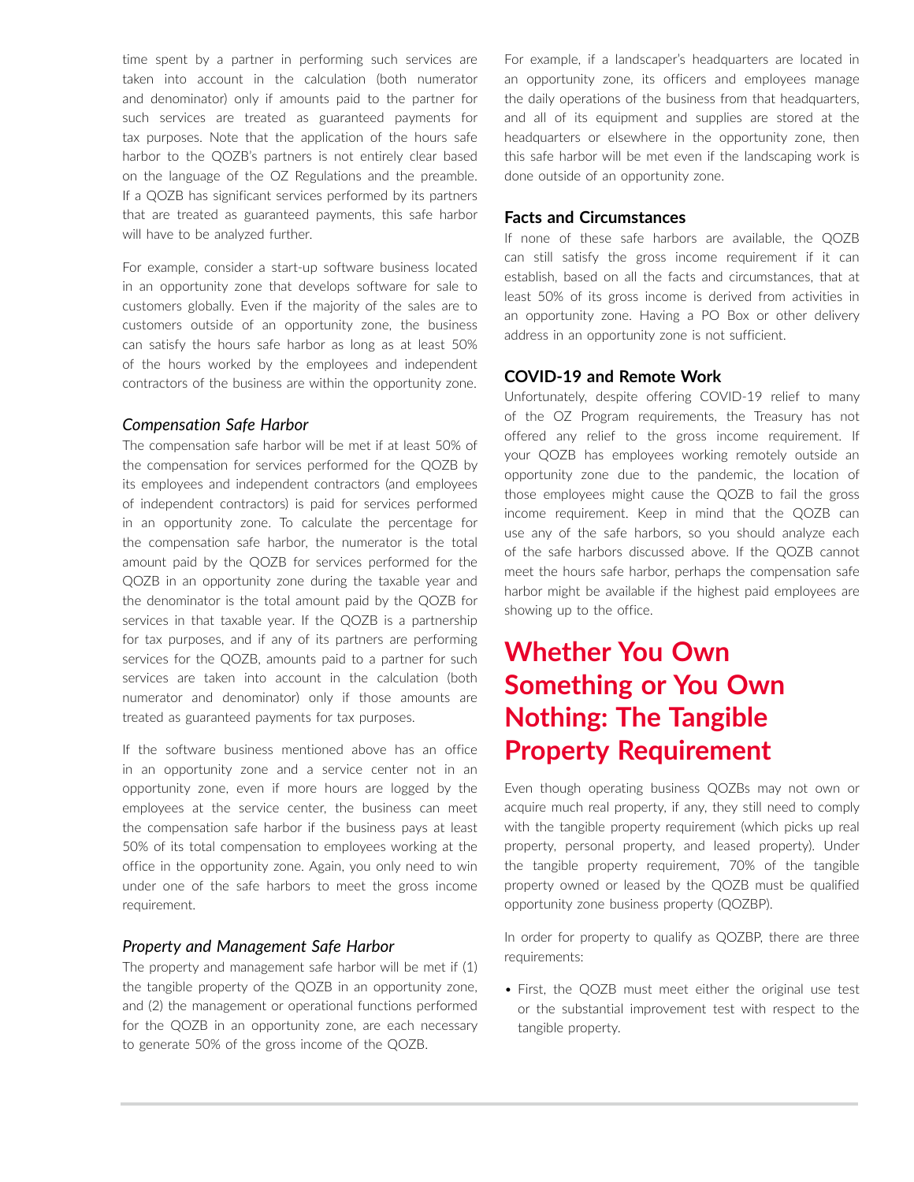time spent by a partner in performing such services are taken into account in the calculation (both numerator and denominator) only if amounts paid to the partner for such services are treated as guaranteed payments for tax purposes. Note that the application of the hours safe harbor to the QOZB's partners is not entirely clear based on the language of the OZ Regulations and the preamble. If a QOZB has significant services performed by its partners that are treated as guaranteed payments, this safe harbor will have to be analyzed further.

For example, consider a start-up software business located in an opportunity zone that develops software for sale to customers globally. Even if the majority of the sales are to customers outside of an opportunity zone, the business can satisfy the hours safe harbor as long as at least 50% of the hours worked by the employees and independent contractors of the business are within the opportunity zone.

### *Compensation Safe Harbor*

The compensation safe harbor will be met if at least 50% of the compensation for services performed for the QOZB by its employees and independent contractors (and employees of independent contractors) is paid for services performed in an opportunity zone. To calculate the percentage for the compensation safe harbor, the numerator is the total amount paid by the QOZB for services performed for the QOZB in an opportunity zone during the taxable year and the denominator is the total amount paid by the QOZB for services in that taxable year. If the QOZB is a partnership for tax purposes, and if any of its partners are performing services for the QOZB, amounts paid to a partner for such services are taken into account in the calculation (both numerator and denominator) only if those amounts are treated as guaranteed payments for tax purposes.

If the software business mentioned above has an office in an opportunity zone and a service center not in an opportunity zone, even if more hours are logged by the employees at the service center, the business can meet the compensation safe harbor if the business pays at least 50% of its total compensation to employees working at the office in the opportunity zone. Again, you only need to win under one of the safe harbors to meet the gross income requirement.

### *Property and Management Safe Harbor*

The property and management safe harbor will be met if (1) the tangible property of the QOZB in an opportunity zone, and (2) the management or operational functions performed for the QOZB in an opportunity zone, are each necessary to generate 50% of the gross income of the QOZB.

For example, if a landscaper's headquarters are located in an opportunity zone, its officers and employees manage the daily operations of the business from that headquarters, and all of its equipment and supplies are stored at the headquarters or elsewhere in the opportunity zone, then this safe harbor will be met even if the landscaping work is done outside of an opportunity zone.

### Facts and Circumstances

If none of these safe harbors are available, the QOZB can still satisfy the gross income requirement if it can establish, based on all the facts and circumstances, that at least 50% of its gross income is derived from activities in an opportunity zone. Having a PO Box or other delivery address in an opportunity zone is not sufficient.

### COVID-19 and Remote Work

Unfortunately, despite offering COVID-19 relief to many of the OZ Program requirements, the Treasury has not offered any relief to the gross income requirement. If your QOZB has employees working remotely outside an opportunity zone due to the pandemic, the location of those employees might cause the QOZB to fail the gross income requirement. Keep in mind that the QOZB can use any of the safe harbors, so you should analyze each of the safe harbors discussed above. If the QOZB cannot meet the hours safe harbor, perhaps the compensation safe harbor might be available if the highest paid employees are showing up to the office.

## Whether You Own Something or You Own Nothing: The Tangible Property Requirement

Even though operating business QOZBs may not own or acquire much real property, if any, they still need to comply with the tangible property requirement (which picks up real property, personal property, and leased property). Under the tangible property requirement, 70% of the tangible property owned or leased by the QOZB must be qualified opportunity zone business property (QOZBP).

In order for property to qualify as QOZBP, there are three requirements:

- First, the QOZB must meet either the original use test or the substantial improvement test with respect to the tangible property.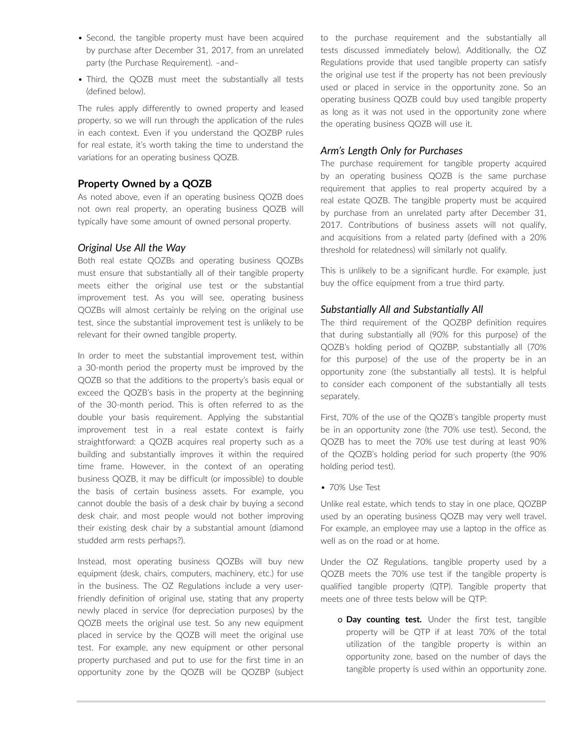- Second, the tangible property must have been acquired by purchase after December 31, 2017, from an unrelated party (the Purchase Requirement). –and–
- Third, the QOZB must meet the substantially all tests (defined below).

The rules apply differently to owned property and leased property, so we will run through the application of the rules in each context. Even if you understand the QOZBP rules for real estate, it's worth taking the time to understand the variations for an operating business QOZB.

### Property Owned by a QOZB

As noted above, even if an operating business QOZB does not own real property, an operating business QOZB will typically have some amount of owned personal property.

#### *Original Use All the Way*

Both real estate QOZBs and operating business QOZBs must ensure that substantially all of their tangible property meets either the original use test or the substantial improvement test. As you will see, operating business QOZBs will almost certainly be relying on the original use test, since the substantial improvement test is unlikely to be relevant for their owned tangible property.

In order to meet the substantial improvement test, within a 30-month period the property must be improved by the QOZB so that the additions to the property's basis equal or exceed the QOZB's basis in the property at the beginning of the 30-month period. This is often referred to as the double your basis requirement. Applying the substantial improvement test in a real estate context is fairly straightforward: a QOZB acquires real property such as a building and substantially improves it within the required time frame. However, in the context of an operating business QOZB, it may be difficult (or impossible) to double the basis of certain business assets. For example, you cannot double the basis of a desk chair by buying a second desk chair, and most people would not bother improving their existing desk chair by a substantial amount (diamond studded arm rests perhaps?).

Instead, most operating business QOZBs will buy new equipment (desk, chairs, computers, machinery, etc.) for use in the business. The OZ Regulations include a very user-friendly definition of original use, stating that any property newly placed in service (for depreciation purposes) by the QOZB meets the original use test. So any new equipment placed in service by the QOZB will meet the original use test. For example, any new equipment or other personal property purchased and put to use for the first time in an opportunity zone by the QOZB will be QOZBP (subject to the purchase requirement and the substantially all tests discussed immediately below). Additionally, the OZ Regulations provide that used tangible property can satisfy the original use test if the property has not been previously used or placed in service in the opportunity zone. So an operating business QOZB could buy used tangible property as long as it was not used in the opportunity zone where the operating business QOZB will use it.

#### *Arm's Length Only for Purchases*

The purchase requirement for tangible property acquired by an operating business QOZB is the same purchase requirement that applies to real property acquired by a real estate QOZB. The tangible property must be acquired by purchase from an unrelated party after December 31, 2017. Contributions of business assets will not qualify, and acquisitions from a related party (defined with a 20% threshold for relatedness) will similarly not qualify.

This is unlikely to be a significant hurdle. For example, just buy the office equipment from a true third party.

#### *Substantially All and Substantially All*

The third requirement of the QOZBP definition requires that during substantially all (90% for this purpose) of the QOZB's holding period of QOZBP, substantially all (70% for this purpose) of the use of the property be in an opportunity zone (the substantially all tests). It is helpful to consider each component of the substantially all tests separately.

First, 70% of the use of the QOZB's tangible property must be in an opportunity zone (the 70% use test). Second, the QOZB has to meet the 70% use test during at least 90% of the QOZB's holding period for such property (the 90% holding period test).

- 70% Use Test

Unlike real estate, which tends to stay in one place, QOZBP used by an operating business QOZB may very well travel. For example, an employee may use a laptop in the office as well as on the road or at home.

Under the OZ Regulations, tangible property used by a QOZB meets the 70% use test if the tangible property is qualified tangible property (QTP). Tangible property that meets one of three tests below will be QTP:

  - **Day counting test.** Under the first test, tangible property will be QTP if at least 70% of the total utilization of the tangible property is within an opportunity zone, based on the number of days the tangible property is used within an opportunity zone.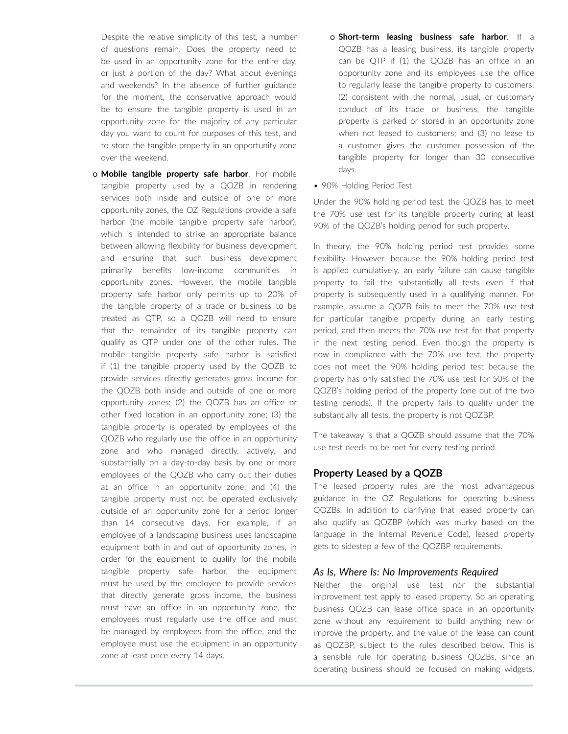Despite the relative simplicity of this test, a number of questions remain. Does the property need to be used in an opportunity zone for the entire day, or just a portion of the day? What about evenings and weekends? In the absence of further guidance for the moment, the conservative approach would be to ensure the tangible property is used in an opportunity zone for the majority of any particular day you want to count for purposes of this test, and to store the tangible property in an opportunity zone over the weekend.

- **Mobile tangible property safe harbor**. For mobile tangible property used by a QOZB in rendering services both inside and outside of one or more opportunity zones, the OZ Regulations provide a safe harbor (the mobile tangible property safe harbor), which is intended to strike an appropriate balance between allowing flexibility for business development and ensuring that such business development primarily benefits low-income communities in opportunity zones. However, the mobile tangible property safe harbor only permits up to 20% of the tangible property of a trade or business to be treated as QTP, so a QOZB will need to ensure that the remainder of its tangible property can qualify as QTP under one of the other rules. The mobile tangible property safe harbor is satisfied if (1) the tangible property used by the QOZB to provide services directly generates gross income for the QOZB both inside and outside of one or more opportunity zones; (2) the QOZB has an office or other fixed location in an opportunity zone; (3) the tangible property is operated by employees of the QOZB who regularly use the office in an opportunity zone and who managed directly, actively, and substantially on a day-to-day basis by one or more employees of the QOZB who carry out their duties at an office in an opportunity zone; and (4) the tangible property must not be operated exclusively outside of an opportunity zone for a period longer than 14 consecutive days. For example, if an employee of a landscaping business uses landscaping equipment both in and out of opportunity zones, in order for the equipment to qualify for the mobile tangible property safe harbor, the equipment must be used by the employee to provide services that directly generate gross income, the business must have an office in an opportunity zone, the employees must regularly use the office and must be managed by employees from the office, and the employee must use the equipment in an opportunity zone at least once every 14 days.

- **Short-term leasing business safe harbor**. If a QOZB has a leasing business, its tangible property can be QTP if (1) the QOZB has an office in an opportunity zone and its employees use the office to regularly lease the tangible property to customers; (2) consistent with the normal, usual, or customary conduct of its trade or business, the tangible property is parked or stored in an opportunity zone when not leased to customers; and (3) no lease to a customer gives the customer possession of the tangible property for longer than 30 consecutive days.

• 90% Holding Period Test

Under the 90% holding period test, the QOZB has to meet the 70% use test for its tangible property during at least 90% of the QOZB's holding period for such property.

In theory, the 90% holding period test provides some flexibility. However, because the 90% holding period test is applied cumulatively, an early failure can cause tangible property to fail the substantially all tests even if that property is subsequently used in a qualifying manner. For example, assume a QOZB fails to meet the 70% use test for particular tangible property during an early testing period, and then meets the 70% use test for that property in the next testing period. Even though the property is now in compliance with the 70% use test, the property does not meet the 90% holding period test because the property has only satisfied the 70% use test for 50% of the QOZB's holding period of the property (one out of the two testing periods). If the property fails to qualify under the substantially all tests, the property is not QOZBP.

The takeaway is that a QOZB should assume that the 70% use test needs to be met for every testing period.

## Property Leased by a QOZB

The leased property rules are the most advantageous guidance in the OZ Regulations for operating business QOZBs. In addition to clarifying that leased property can also qualify as QOZBP (which was murky based on the language in the Internal Revenue Code), leased property gets to sidestep a few of the QOZBP requirements.

### *As Is, Where Is: No Improvements Required*

Neither the original use test nor the substantial improvement test apply to leased property. So an operating business QOZB can lease office space in an opportunity zone without any requirement to build anything new or improve the property, and the value of the lease can count as QOZBP, subject to the rules described below. This is a sensible rule for operating business QOZBs, since an operating business should be focused on making widgets,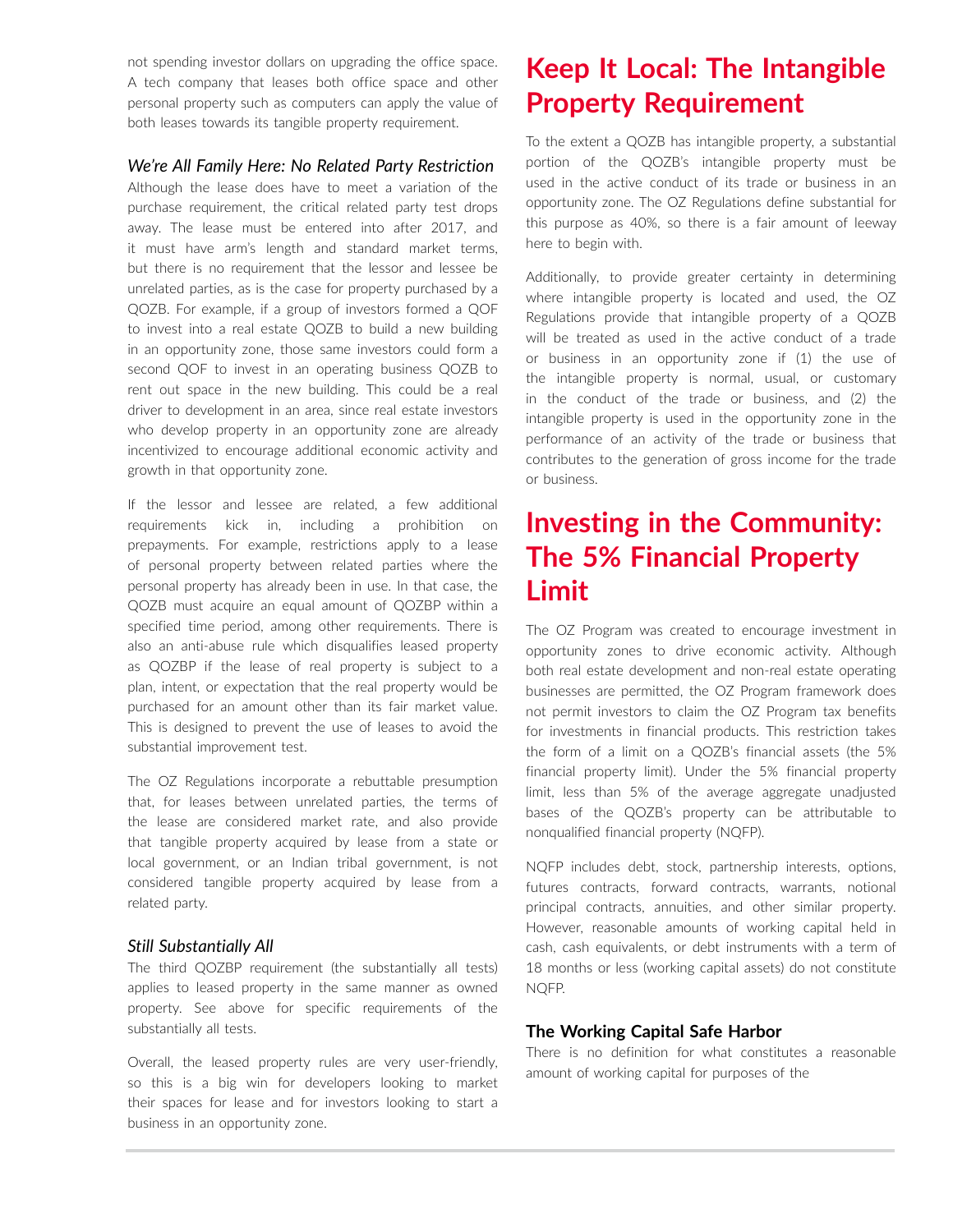not spending investor dollars on upgrading the office space. A tech company that leases both office space and other personal property such as computers can apply the value of both leases towards its tangible property requirement.

### *We're All Family Here: No Related Party Restriction*

Although the lease does have to meet a variation of the purchase requirement, the critical related party test drops away. The lease must be entered into after 2017, and it must have arm's length and standard market terms, but there is no requirement that the lessor and lessee be unrelated parties, as is the case for property purchased by a QOZB. For example, if a group of investors formed a QOF to invest into a real estate QOZB to build a new building in an opportunity zone, those same investors could form a second QOF to invest in an operating business QOZB to rent out space in the new building. This could be a real driver to development in an area, since real estate investors who develop property in an opportunity zone are already incentivized to encourage additional economic activity and growth in that opportunity zone.

If the lessor and lessee are related, a few additional requirements kick in, including a prohibition on prepayments. For example, restrictions apply to a lease of personal property between related parties where the personal property has already been in use. In that case, the QOZB must acquire an equal amount of QOZBP within a specified time period, among other requirements. There is also an anti-abuse rule which disqualifies leased property as QOZBP if the lease of real property is subject to a plan, intent, or expectation that the real property would be purchased for an amount other than its fair market value. This is designed to prevent the use of leases to avoid the substantial improvement test.

The OZ Regulations incorporate a rebuttable presumption that, for leases between unrelated parties, the terms of the lease are considered market rate, and also provide that tangible property acquired by lease from a state or local government, or an Indian tribal government, is not considered tangible property acquired by lease from a related party.

### *Still Substantially All*

The third QOZBP requirement (the substantially all tests) applies to leased property in the same manner as owned property. See above for specific requirements of the substantially all tests.

Overall, the leased property rules are very user-friendly, so this is a big win for developers looking to market their spaces for lease and for investors looking to start a business in an opportunity zone.

## Keep It Local: The Intangible Property Requirement

To the extent a QOZB has intangible property, a substantial portion of the QOZB's intangible property must be used in the active conduct of its trade or business in an opportunity zone. The OZ Regulations define substantial for this purpose as 40%, so there is a fair amount of leeway here to begin with.

Additionally, to provide greater certainty in determining where intangible property is located and used, the OZ Regulations provide that intangible property of a QOZB will be treated as used in the active conduct of a trade or business in an opportunity zone if (1) the use of the intangible property is normal, usual, or customary in the conduct of the trade or business, and (2) the intangible property is used in the opportunity zone in the performance of an activity of the trade or business that contributes to the generation of gross income for the trade or business.

## Investing in the Community: The 5% Financial Property Limit

The OZ Program was created to encourage investment in opportunity zones to drive economic activity. Although both real estate development and non-real estate operating businesses are permitted, the OZ Program framework does not permit investors to claim the OZ Program tax benefits for investments in financial products. This restriction takes the form of a limit on a QOZB's financial assets (the 5% financial property limit). Under the 5% financial property limit, less than 5% of the average aggregate unadjusted bases of the QOZB's property can be attributable to nonqualified financial property (NQFP).

NQFP includes debt, stock, partnership interests, options, futures contracts, forward contracts, warrants, notional principal contracts, annuities, and other similar property. However, reasonable amounts of working capital held in cash, cash equivalents, or debt instruments with a term of 18 months or less (working capital assets) do not constitute NQFP.

### The Working Capital Safe Harbor

There is no definition for what constitutes a reasonable amount of working capital for purposes of the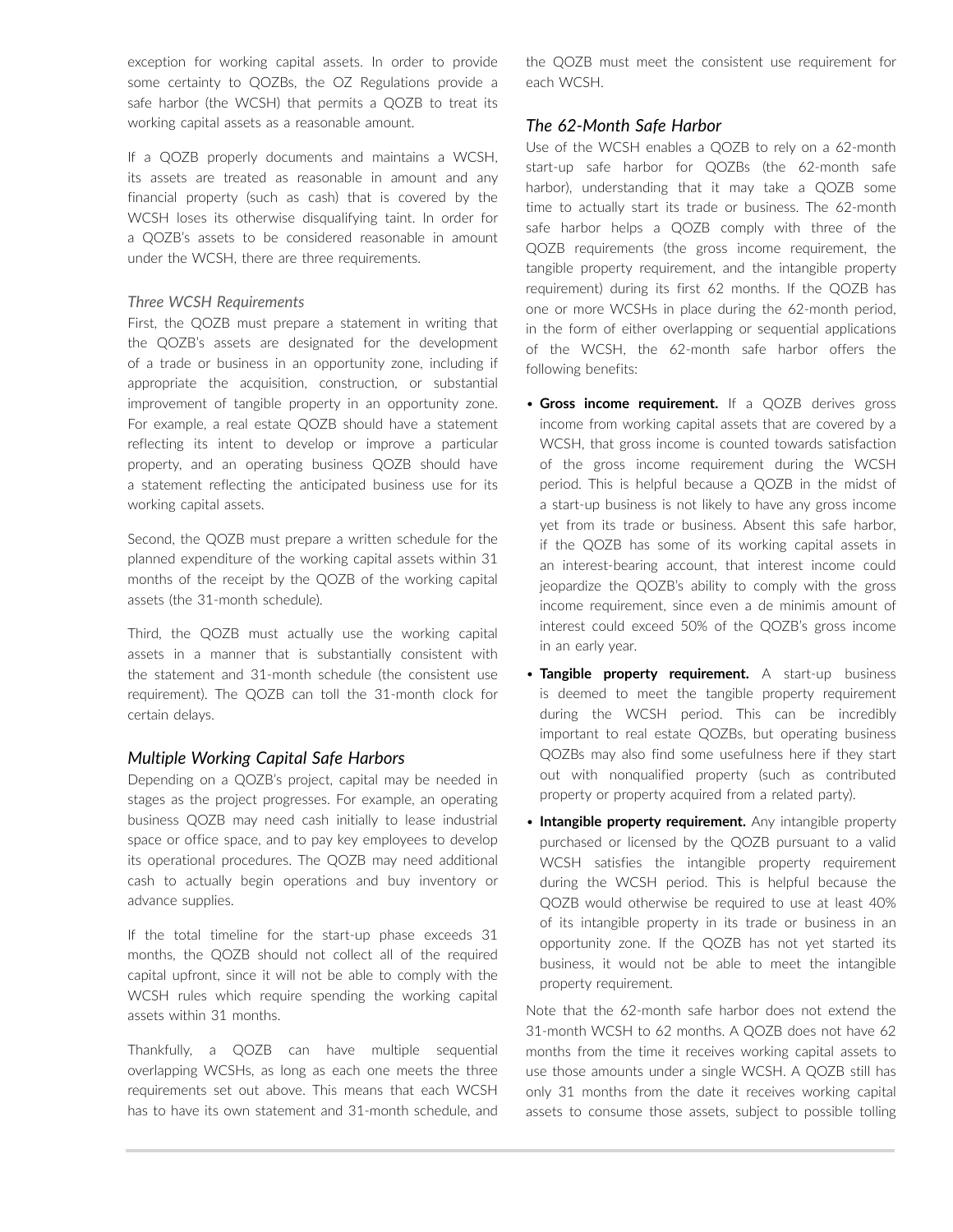exception for working capital assets. In order to provide some certainty to QOZBs, the OZ Regulations provide a safe harbor (the WCSH) that permits a QOZB to treat its working capital assets as a reasonable amount.

If a QOZB properly documents and maintains a WCSH, its assets are treated as reasonable in amount and any financial property (such as cash) that is covered by the WCSH loses its otherwise disqualifying taint. In order for a QOZB's assets to be considered reasonable in amount under the WCSH, there are three requirements.

#### *Three WCSH Requirements*

First, the QOZB must prepare a statement in writing that the QOZB's assets are designated for the development of a trade or business in an opportunity zone, including if appropriate the acquisition, construction, or substantial improvement of tangible property in an opportunity zone. For example, a real estate QOZB should have a statement reflecting its intent to develop or improve a particular property, and an operating business QOZB should have a statement reflecting the anticipated business use for its working capital assets.

Second, the QOZB must prepare a written schedule for the planned expenditure of the working capital assets within 31 months of the receipt by the QOZB of the working capital assets (the 31-month schedule).

Third, the QOZB must actually use the working capital assets in a manner that is substantially consistent with the statement and 31-month schedule (the consistent use requirement). The QOZB can toll the 31-month clock for certain delays.

### *Multiple Working Capital Safe Harbors*

Depending on a QOZB's project, capital may be needed in stages as the project progresses. For example, an operating business QOZB may need cash initially to lease industrial space or office space, and to pay key employees to develop its operational procedures. The QOZB may need additional cash to actually begin operations and buy inventory or advance supplies.

If the total timeline for the start-up phase exceeds 31 months, the QOZB should not collect all of the required capital upfront, since it will not be able to comply with the WCSH rules which require spending the working capital assets within 31 months.

Thankfully, a QOZB can have multiple sequential overlapping WCSHs, as long as each one meets the three requirements set out above. This means that each WCSH has to have its own statement and 31-month schedule, and the QOZB must meet the consistent use requirement for each WCSH.

### *The 62-Month Safe Harbor*

Use of the WCSH enables a QOZB to rely on a 62-month start-up safe harbor for QOZBs (the 62-month safe harbor), understanding that it may take a QOZB some time to actually start its trade or business. The 62-month safe harbor helps a QOZB comply with three of the QOZB requirements (the gross income requirement, the tangible property requirement, and the intangible property requirement) during its first 62 months. If the QOZB has one or more WCSHs in place during the 62-month period, in the form of either overlapping or sequential applications of the WCSH, the 62-month safe harbor offers the following benefits:

- **Gross income requirement.** If a QOZB derives gross income from working capital assets that are covered by a WCSH, that gross income is counted towards satisfaction of the gross income requirement during the WCSH period. This is helpful because a QOZB in the midst of a start-up business is not likely to have any gross income yet from its trade or business. Absent this safe harbor, if the QOZB has some of its working capital assets in an interest-bearing account, that interest income could jeopardize the QOZB's ability to comply with the gross income requirement, since even a de minimis amount of interest could exceed 50% of the QOZB's gross income in an early year.
- **Tangible property requirement.** A start-up business is deemed to meet the tangible property requirement during the WCSH period. This can be incredibly important to real estate QOZBs, but operating business QOZBs may also find some usefulness here if they start out with nonqualified property (such as contributed property or property acquired from a related party).
- **Intangible property requirement.** Any intangible property purchased or licensed by the QOZB pursuant to a valid WCSH satisfies the intangible property requirement during the WCSH period. This is helpful because the QOZB would otherwise be required to use at least 40% of its intangible property in its trade or business in an opportunity zone. If the QOZB has not yet started its business, it would not be able to meet the intangible property requirement.

Note that the 62-month safe harbor does not extend the 31-month WCSH to 62 months. A QOZB does not have 62 months from the time it receives working capital assets to use those amounts under a single WCSH. A QOZB still has only 31 months from the date it receives working capital assets to consume those assets, subject to possible tolling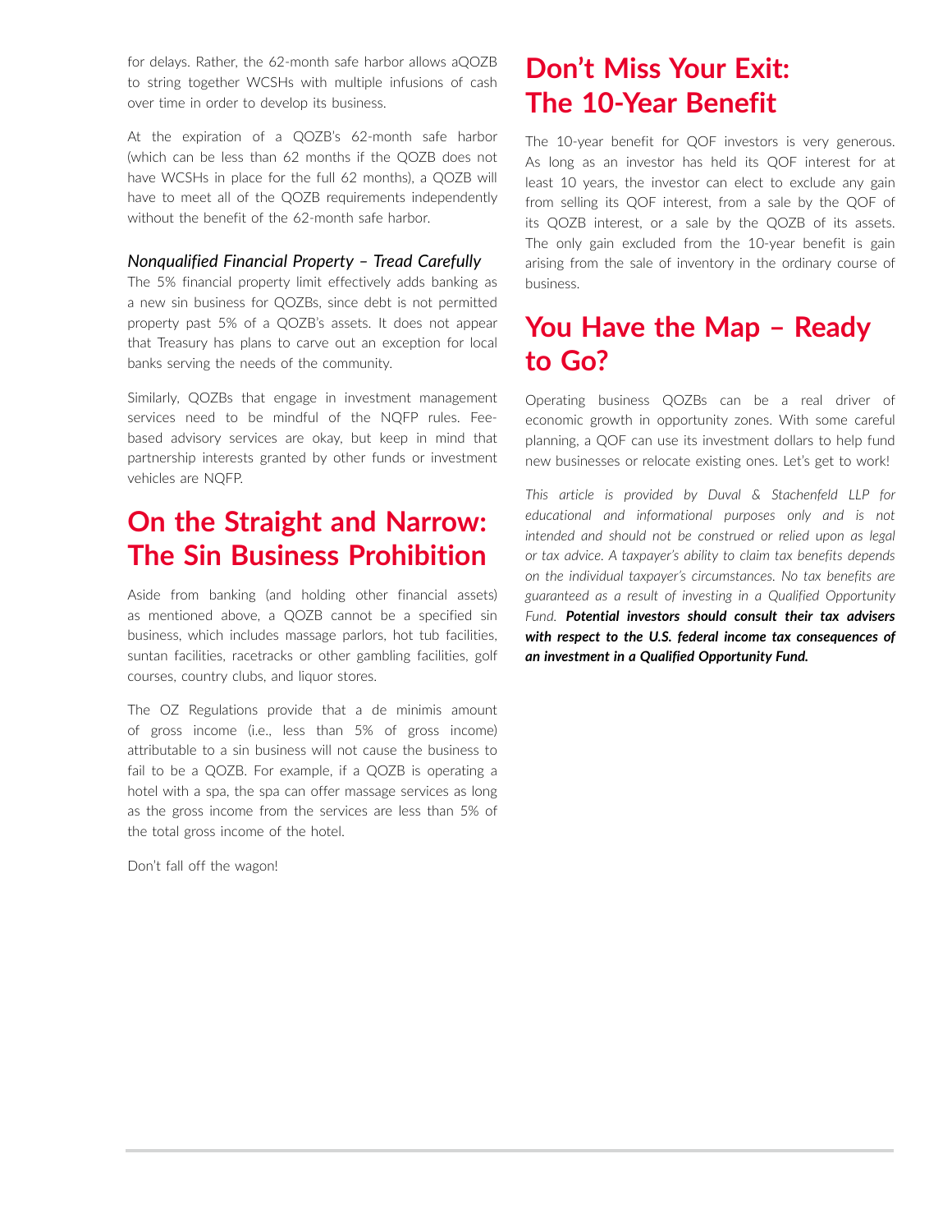for delays. Rather, the 62-month safe harbor allows aQOZB to string together WCSHs with multiple infusions of cash over time in order to develop its business.

At the expiration of a QOZB's 62-month safe harbor (which can be less than 62 months if the QOZB does not have WCSHs in place for the full 62 months), a QOZB will have to meet all of the QOZB requirements independently without the benefit of the 62-month safe harbor.

### *Nonqualified Financial Property – Tread Carefully*

The 5% financial property limit effectively adds banking as a new sin business for QOZBs, since debt is not permitted property past 5% of a QOZB's assets. It does not appear that Treasury has plans to carve out an exception for local banks serving the needs of the community.

Similarly, QOZBs that engage in investment management services need to be mindful of the NQFP rules. Fee-based advisory services are okay, but keep in mind that partnership interests granted by other funds or investment vehicles are NQFP.

## On the Straight and Narrow: The Sin Business Prohibition

Aside from banking (and holding other financial assets) as mentioned above, a QOZB cannot be a specified sin business, which includes massage parlors, hot tub facilities, suntan facilities, racetracks or other gambling facilities, golf courses, country clubs, and liquor stores.

The OZ Regulations provide that a de minimis amount of gross income (i.e., less than 5% of gross income) attributable to a sin business will not cause the business to fail to be a QOZB. For example, if a QOZB is operating a hotel with a spa, the spa can offer massage services as long as the gross income from the services are less than 5% of the total gross income of the hotel.

Don't fall off the wagon!

## Don't Miss Your Exit: The 10-Year Benefit

The 10-year benefit for QOF investors is very generous. As long as an investor has held its QOF interest for at least 10 years, the investor can elect to exclude any gain from selling its QOF interest, from a sale by the QOF of its QOZB interest, or a sale by the QOZB of its assets. The only gain excluded from the 10-year benefit is gain arising from the sale of inventory in the ordinary course of business.

## You Have the Map – Ready to Go?

Operating business QOZBs can be a real driver of economic growth in opportunity zones. With some careful planning, a QOF can use its investment dollars to help fund new businesses or relocate existing ones. Let's get to work!

*This article is provided by Duval & Stachenfeld LLP for educational and informational purposes only and is not intended and should not be construed or relied upon as legal or tax advice. A taxpayer's ability to claim tax benefits depends on the individual taxpayer's circumstances. No tax benefits are guaranteed as a result of investing in a Qualified Opportunity Fund.* ***Potential investors should consult their tax advisers with respect to the U.S. federal income tax consequences of an investment in a Qualified Opportunity Fund.***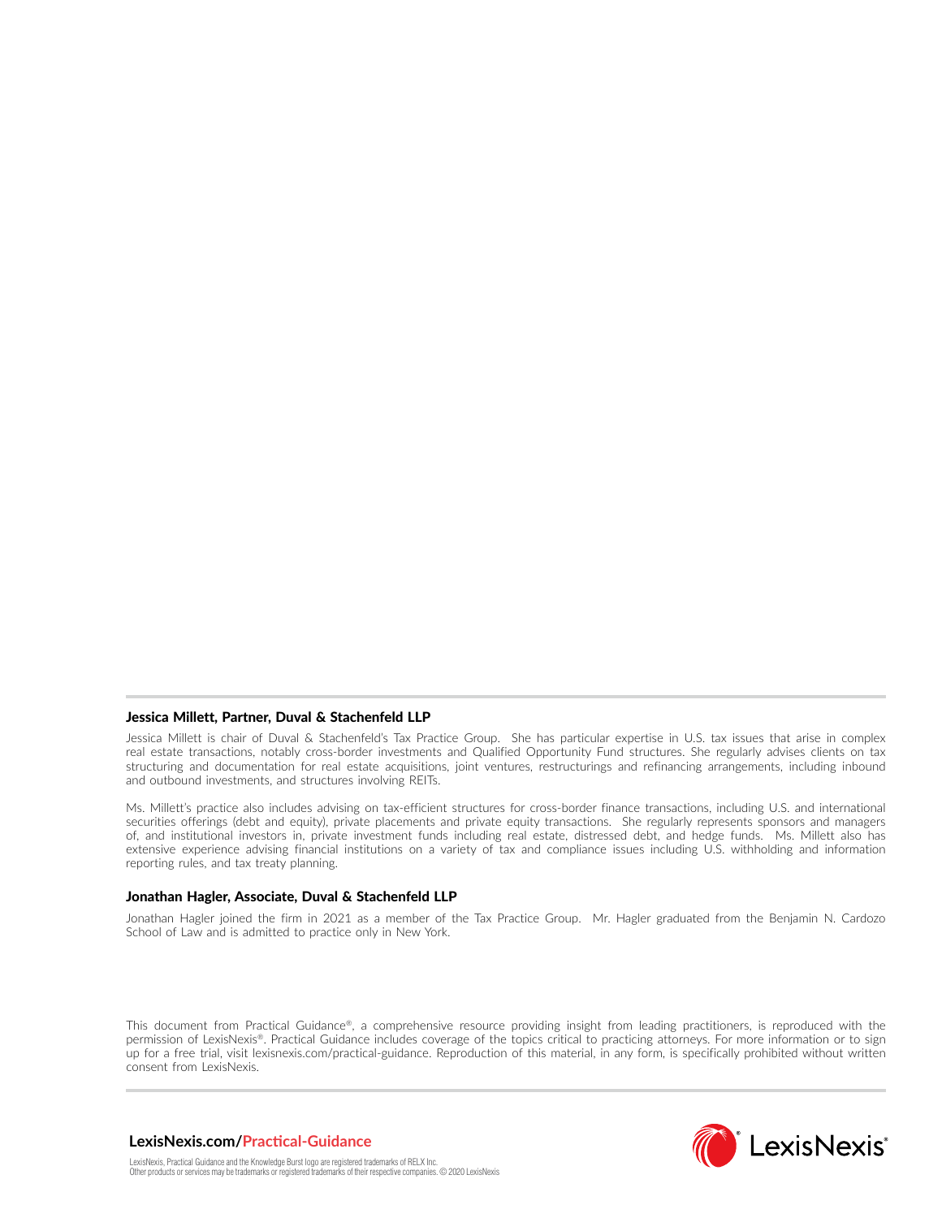**Jessica Millett, Partner, Duval & Stachenfeld LLP**

Jessica Millett is chair of Duval & Stachenfeld's Tax Practice Group. She has particular expertise in U.S. tax issues that arise in complex real estate transactions, notably cross-border investments and Qualified Opportunity Fund structures. She regularly advises clients on tax structuring and documentation for real estate acquisitions, joint ventures, restructurings and refinancing arrangements, including inbound and outbound investments, and structures involving REITs.

Ms. Millett's practice also includes advising on tax-efficient structures for cross-border finance transactions, including U.S. and international securities offerings (debt and equity), private placements and private equity transactions. She regularly represents sponsors and managers of, and institutional investors in, private investment funds including real estate, distressed debt, and hedge funds. Ms. Millett also has extensive experience advising financial institutions on a variety of tax and compliance issues including U.S. withholding and information reporting rules, and tax treaty planning.

**Jonathan Hagler, Associate, Duval & Stachenfeld LLP**

Jonathan Hagler joined the firm in 2021 as a member of the Tax Practice Group. Mr. Hagler graduated from the Benjamin N. Cardozo School of Law and is admitted to practice only in New York.

This document from Practical Guidance®, a comprehensive resource providing insight from leading practitioners, is reproduced with the permission of LexisNexis®. Practical Guidance includes coverage of the topics critical to practicing attorneys. For more information or to sign up for a free trial, visit lexisnexis.com/practical-guidance. Reproduction of this material, in any form, is specifically prohibited without written consent from LexisNexis.

**LexisNexis.com/Practical-Guidance**

LexisNexis, Practical Guidance and the Knowledge Burst logo are registered trademarks of RELX Inc.
Other products or services may be trademarks or registered trademarks of their respective companies. © 2020 LexisNexis